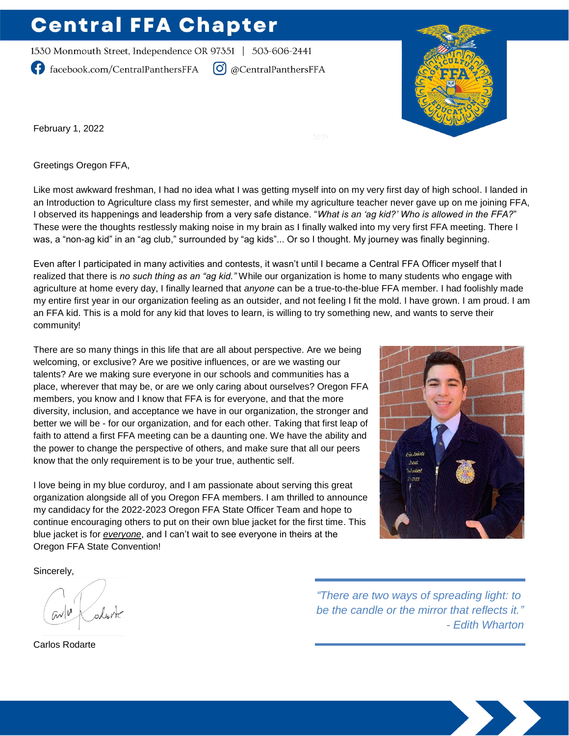# Central FFA Chapter

1530 Monmouth Street, Independence OR 97351 | 503-606-2441

facebook.com/CentralPanthersFFA @CentralPanthersFFA

February 1, 2022

Greetings Oregon FFA,

Like most awkward freshman, I had no idea what I was getting myself into on my very first day of high school. I landed in an Introduction to Agriculture class my first semester, and while my agriculture teacher never gave up on me joining FFA, I observed its happenings and leadership from a very safe distance. "*What is an 'ag kid?' Who is allowed in the FFA?*" These were the thoughts restlessly making noise in my brain as I finally walked into my very first FFA meeting. There I was, a "non-ag kid" in an "ag club," surrounded by "ag kids"... Or so I thought. My journey was finally beginning.

Even after I participated in many activities and contests, it wasn't until I became a Central FFA Officer myself that I realized that there is *no such thing as an "ag kid."* While our organization is home to many students who engage with agriculture at home every day, I finally learned that *anyone* can be a true-to-the-blue FFA member. I had foolishly made my entire first year in our organization feeling as an outsider, and not feeling I fit the mold. I have grown. I am proud. I am an FFA kid. This is a mold for any kid that loves to learn, is willing to try something new, and wants to serve their community!

There are so many things in this life that are all about perspective. Are we being welcoming, or exclusive? Are we positive influences, or are we wasting our talents? Are we making sure everyone in our schools and communities has a place, wherever that may be, or are we only caring about ourselves? Oregon FFA members, you know and I know that FFA is for everyone, and that the more diversity, inclusion, and acceptance we have in our organization, the stronger and better we will be - for our organization, and for each other. Taking that first leap of faith to attend a first FFA meeting can be a daunting one. We have the ability and the power to change the perspective of others, and make sure that all our peers know that the only requirement is to be your true, authentic self.

I love being in my blue corduroy, and I am passionate about serving this great organization alongside all of you Oregon FFA members. I am thrilled to announce my candidacy for the 2022-2023 Oregon FFA State Officer Team and hope to continue encouraging others to put on their own blue jacket for the first time. This blue jacket is for ***everyone***, and I can't wait to see everyone in theirs at the Oregon FFA State Convention!

Sincerely,

Carlos Rodarte

> *"There are two ways of spreading light: to be the candle or the mirror that reflects it."*
> *- Edith Wharton*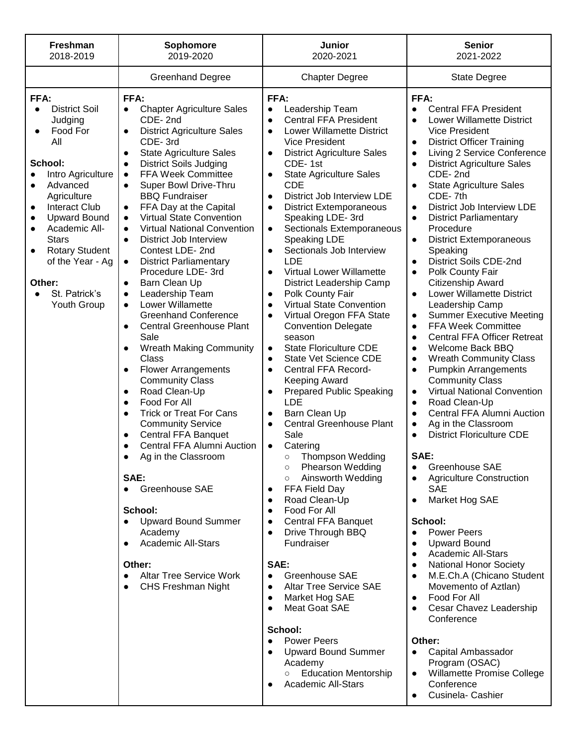| **Freshman** 2018-2019 | **Sophomore** 2019-2020 | **Junior** 2020-2021 | **Senior** 2021-2022 |
|---|---|---|---|
| | Greenhand Degree | Chapter Degree | State Degree |
| **FFA:**<br>● District Soil Judging<br>● Food For All<br><br>**School:**<br>● Intro Agriculture<br>● Advanced Agriculture<br>● Interact Club<br>● Upward Bound<br>● Academic All-Stars<br>● Rotary Student of the Year - Ag<br><br>**Other:**<br>● St. Patrick's Youth Group | **FFA:**<br>● Chapter Agriculture Sales CDE- 2nd<br>● District Agriculture Sales CDE- 3rd<br>● State Agriculture Sales<br>● District Soils Judging<br>● FFA Week Committee<br>● Super Bowl Drive-Thru BBQ Fundraiser<br>● FFA Day at the Capital<br>● Virtual State Convention<br>● Virtual National Convention<br>● District Job Interview Contest LDE- 2nd<br>● District Parliamentary Procedure LDE- 3rd<br>● Barn Clean Up<br>● Leadership Team<br>● Lower Willamette Greenhand Conference<br>● Central Greenhouse Plant Sale<br>● Wreath Making Community Class<br>● Flower Arrangements Community Class<br>● Road Clean-Up<br>● Food For All<br>● Trick or Treat For Cans Community Service<br>● Central FFA Banquet<br>● Central FFA Alumni Auction<br>● Ag in the Classroom<br><br>**SAE:**<br>● Greenhouse SAE<br><br>**School:**<br>● Upward Bound Summer Academy<br>● Academic All-Stars<br><br>**Other:**<br>● Altar Tree Service Work<br>● CHS Freshman Night | **FFA:**<br>● Leadership Team<br>● Central FFA President<br>● Lower Willamette District Vice President<br>● District Agriculture Sales CDE- 1st<br>● State Agriculture Sales CDE<br>● District Job Interview LDE<br>● District Extemporaneous Speaking LDE- 3rd<br>● Sectionals Extemporaneous Speaking LDE<br>● Sectionals Job Interview LDE<br>● Virtual Lower Willamette District Leadership Camp<br>● Polk County Fair<br>● Virtual State Convention<br>● Virtual Oregon FFA State Convention Delegate season<br>● State Floriculture CDE<br>● State Vet Science CDE<br>● Central FFA Record-Keeping Award<br>● Prepared Public Speaking LDE<br>● Barn Clean Up<br>● Central Greenhouse Plant Sale<br>● Catering<br>○ Thompson Wedding<br>○ Phearson Wedding<br>○ Ainsworth Wedding<br>● FFA Field Day<br>● Road Clean-Up<br>● Food For All<br>● Central FFA Banquet<br>● Drive Through BBQ Fundraiser<br><br>**SAE:**<br>● Greenhouse SAE<br>● Altar Tree Service SAE<br>● Market Hog SAE<br>● Meat Goat SAE<br><br>**School:**<br>● Power Peers<br>● Upward Bound Summer Academy<br>○ Education Mentorship<br>● Academic All-Stars | **FFA:**<br>● Central FFA President<br>● Lower Willamette District Vice President<br>● District Officer Training<br>● Living 2 Service Conference<br>● District Agriculture Sales CDE- 2nd<br>● State Agriculture Sales CDE- 7th<br>● District Job Interview LDE<br>● District Parliamentary Procedure<br>● District Extemporaneous Speaking<br>● District Soils CDE-2nd<br>● Polk County Fair Citizenship Award<br>● Lower Willamette District Leadership Camp<br>● Summer Executive Meeting<br>● FFA Week Committee<br>● Central FFA Officer Retreat<br>● Welcome Back BBQ<br>● Wreath Community Class<br>● Pumpkin Arrangements Community Class<br>● Virtual National Convention<br>● Road Clean-Up<br>● Central FFA Alumni Auction<br>● Ag in the Classroom<br>● District Floriculture CDE<br><br>**SAE:**<br>● Greenhouse SAE<br>● Agriculture Construction SAE<br>● Market Hog SAE<br><br>**School:**<br>● Power Peers<br>● Upward Bound<br>● Academic All-Stars<br>● National Honor Society<br>● M.E.Ch.A (Chicano Student Movemento of Aztlan)<br>● Food For All<br>● Cesar Chavez Leadership Conference<br><br>**Other:**<br>● Capital Ambassador Program (OSAC)<br>● Willamette Promise College Conference<br>● Cusinela- Cashier |